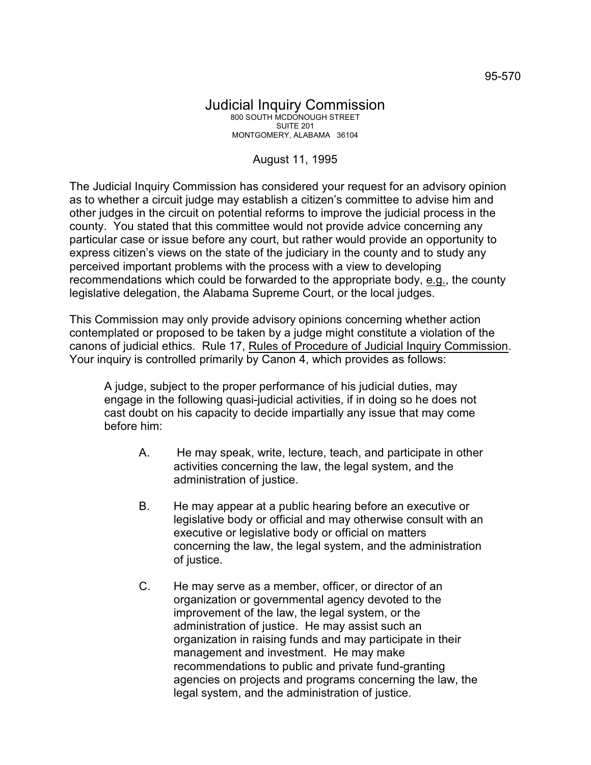95-570

# Judicial Inquiry Commission

800 SOUTH MCDONOUGH STREET
SUITE 201
MONTGOMERY, ALABAMA 36104

August 11, 1995

The Judicial Inquiry Commission has considered your request for an advisory opinion as to whether a circuit judge may establish a citizen's committee to advise him and other judges in the circuit on potential reforms to improve the judicial process in the county. You stated that this committee would not provide advice concerning any particular case or issue before any court, but rather would provide an opportunity to express citizen's views on the state of the judiciary in the county and to study any perceived important problems with the process with a view to developing recommendations which could be forwarded to the appropriate body, e.g., the county legislative delegation, the Alabama Supreme Court, or the local judges.

This Commission may only provide advisory opinions concerning whether action contemplated or proposed to be taken by a judge might constitute a violation of the canons of judicial ethics. Rule 17, Rules of Procedure of Judicial Inquiry Commission. Your inquiry is controlled primarily by Canon 4, which provides as follows:

> A judge, subject to the proper performance of his judicial duties, may engage in the following quasi-judicial activities, if in doing so he does not cast doubt on his capacity to decide impartially any issue that may come before him:
>
> A. He may speak, write, lecture, teach, and participate in other activities concerning the law, the legal system, and the administration of justice.
>
> B. He may appear at a public hearing before an executive or legislative body or official and may otherwise consult with an executive or legislative body or official on matters concerning the law, the legal system, and the administration of justice.
>
> C. He may serve as a member, officer, or director of an organization or governmental agency devoted to the improvement of the law, the legal system, or the administration of justice. He may assist such an organization in raising funds and may participate in their management and investment. He may make recommendations to public and private fund-granting agencies on projects and programs concerning the law, the legal system, and the administration of justice.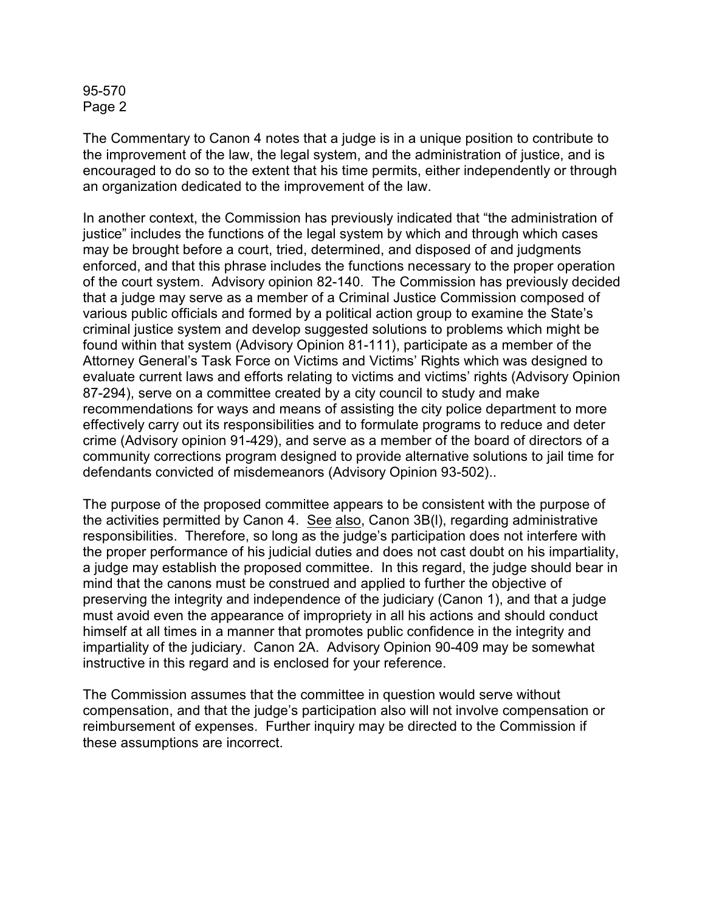The Commentary to Canon 4 notes that a judge is in a unique position to contribute to the improvement of the law, the legal system, and the administration of justice, and is encouraged to do so to the extent that his time permits, either independently or through an organization dedicated to the improvement of the law.

In another context, the Commission has previously indicated that "the administration of justice" includes the functions of the legal system by which and through which cases may be brought before a court, tried, determined, and disposed of and judgments enforced, and that this phrase includes the functions necessary to the proper operation of the court system. Advisory opinion 82-140. The Commission has previously decided that a judge may serve as a member of a Criminal Justice Commission composed of various public officials and formed by a political action group to examine the State's criminal justice system and develop suggested solutions to problems which might be found within that system (Advisory Opinion 81-111), participate as a member of the Attorney General's Task Force on Victims and Victims' Rights which was designed to evaluate current laws and efforts relating to victims and victims' rights (Advisory Opinion 87-294), serve on a committee created by a city council to study and make recommendations for ways and means of assisting the city police department to more effectively carry out its responsibilities and to formulate programs to reduce and deter crime (Advisory opinion 91-429), and serve as a member of the board of directors of a community corrections program designed to provide alternative solutions to jail time for defendants convicted of misdemeanors (Advisory Opinion 93-502)..

The purpose of the proposed committee appears to be consistent with the purpose of the activities permitted by Canon 4. See also, Canon 3B(l), regarding administrative responsibilities. Therefore, so long as the judge's participation does not interfere with the proper performance of his judicial duties and does not cast doubt on his impartiality, a judge may establish the proposed committee. In this regard, the judge should bear in mind that the canons must be construed and applied to further the objective of preserving the integrity and independence of the judiciary (Canon 1), and that a judge must avoid even the appearance of impropriety in all his actions and should conduct himself at all times in a manner that promotes public confidence in the integrity and impartiality of the judiciary. Canon 2A. Advisory Opinion 90-409 may be somewhat instructive in this regard and is enclosed for your reference.

The Commission assumes that the committee in question would serve without compensation, and that the judge's participation also will not involve compensation or reimbursement of expenses. Further inquiry may be directed to the Commission if these assumptions are incorrect.